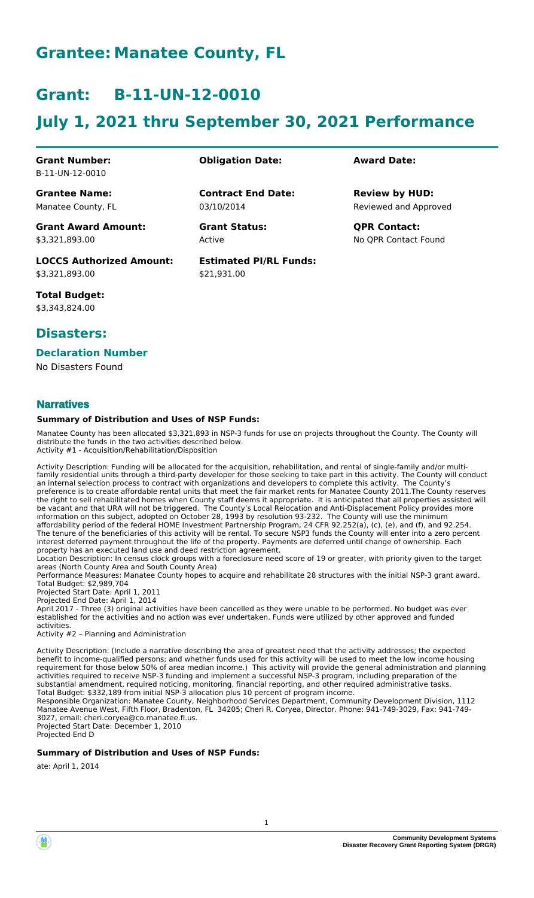# Grantee: Manatee County, FL

# Grant: B-11-UN-12-0010

# July 1, 2021 thru September 30, 2021 Performance

| **Grant Number:** | **Obligation Date:** | **Award Date:** |
|---|---|---|
| B-11-UN-12-0010 | | |
| **Grantee Name:** | **Contract End Date:** | **Review by HUD:** |
| Manatee County, FL | 03/10/2014 | Reviewed and Approved |
| **Grant Award Amount:** | **Grant Status:** | **QPR Contact:** |
| $3,321,893.00 | Active | No QPR Contact Found |
| **LOCCS Authorized Amount:** | **Estimated PI/RL Funds:** | |
| $3,321,893.00 | $21,931.00 | |

**Total Budget:**
$3,343,824.00

## Disasters:

### Declaration Number

No Disasters Found

### Narratives

#### Summary of Distribution and Uses of NSP Funds:

Manatee County has been allocated $3,321,893 in NSP-3 funds for use on projects throughout the County. The County will distribute the funds in the two activities described below.
Activity #1 - Acquisition/Rehabilitation/Disposition

Activity Description: Funding will be allocated for the acquisition, rehabilitation, and rental of single-family and/or multi-family residential units through a third-party developer for those seeking to take part in this activity. The County will conduct an internal selection process to contract with organizations and developers to complete this activity. The County's preference is to create affordable rental units that meet the fair market rents for Manatee County 2011.The County reserves the right to sell rehabilitated homes when County staff deems it appropriate. It is anticipated that all properties assisted will be vacant and that URA will not be triggered. The County's Local Relocation and Anti-Displacement Policy provides more information on this subject, adopted on October 28, 1993 by resolution 93-232. The County will use the minimum affordability period of the federal HOME Investment Partnership Program, 24 CFR 92.252(a), (c), (e), and (f), and 92.254. The tenure of the beneficiaries of this activity will be rental. To secure NSP3 funds the County will enter into a zero percent interest deferred payment throughout the life of the property. Payments are deferred until change of ownership. Each property has an executed land use and deed restriction agreement.
Location Description: In census clock groups with a foreclosure need score of 19 or greater, with priority given to the target areas (North County Area and South County Area)
Performance Measures: Manatee County hopes to acquire and rehabilitate 28 structures with the initial NSP-3 grant award.
Total Budget: $2,989,704
Projected Start Date: April 1, 2011
Projected End Date: April 1, 2014
April 2017 - Three (3) original activities have been cancelled as they were unable to be performed. No budget was ever established for the activities and no action was ever undertaken. Funds were utilized by other approved and funded activities.
Activity #2 – Planning and Administration

Activity Description: (Include a narrative describing the area of greatest need that the activity addresses; the expected benefit to income-qualified persons; and whether funds used for this activity will be used to meet the low income housing requirement for those below 50% of area median income.) This activity will provide the general administration and planning activities required to receive NSP-3 funding and implement a successful NSP-3 program, including preparation of the substantial amendment, required noticing, monitoring, financial reporting, and other required administrative tasks.
Total Budget: $332,189 from initial NSP-3 allocation plus 10 percent of program income.
Responsible Organization: Manatee County, Neighborhood Services Department, Community Development Division, 1112 Manatee Avenue West, Fifth Floor, Bradenton, FL 34205; Cheri R. Coryea, Director. Phone: 941-749-3029, Fax: 941-749-3027, email: cheri.coryea@co.manatee.fl.us.
Projected Start Date: December 1, 2010
Projected End D

#### Summary of Distribution and Uses of NSP Funds:

ate: April 1, 2014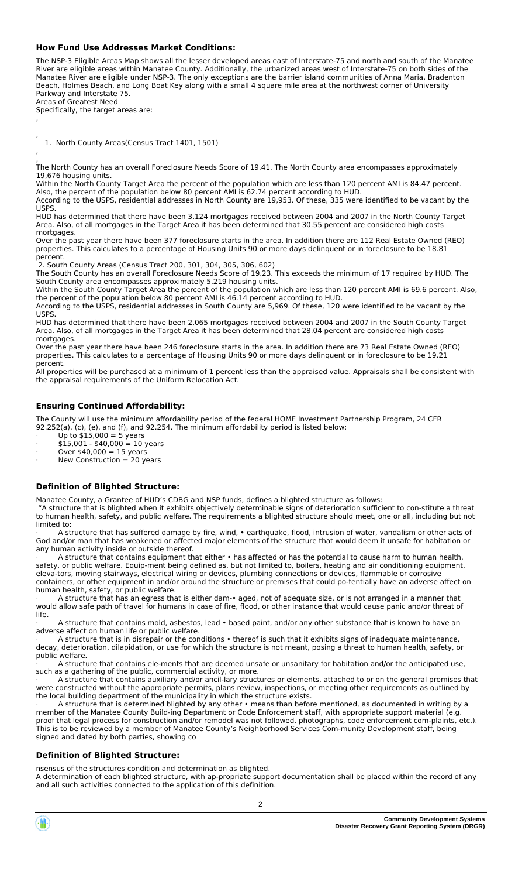## How Fund Use Addresses Market Conditions:

The NSP-3 Eligible Areas Map shows all the lesser developed areas east of Interstate-75 and north and south of the Manatee River are eligible areas within Manatee County. Additionally, the urbanized areas west of Interstate-75 on both sides of the Manatee River are eligible under NSP-3. The only exceptions are the barrier island communities of Anna Maria, Bradenton Beach, Holmes Beach, and Long Boat Key along with a small 4 square mile area at the northwest corner of University Parkway and Interstate 75.

Areas of Greatest Need

Specifically, the target areas are:

,

,

1. North County Areas(Census Tract 1401, 1501)

,

,

The North County has an overall Foreclosure Needs Score of 19.41. The North County area encompasses approximately 19,676 housing units.

Within the North County Target Area the percent of the population which are less than 120 percent AMI is 84.47 percent. Also, the percent of the population below 80 percent AMI is 62.74 percent according to HUD.

According to the USPS, residential addresses in North County are 19,953. Of these, 335 were identified to be vacant by the USPS.

HUD has determined that there have been 3,124 mortgages received between 2004 and 2007 in the North County Target Area. Also, of all mortgages in the Target Area it has been determined that 30.55 percent are considered high costs mortgages.

Over the past year there have been 377 foreclosure starts in the area. In addition there are 112 Real Estate Owned (REO) properties. This calculates to a percentage of Housing Units 90 or more days delinquent or in foreclosure to be 18.81 percent.

2. South County Areas (Census Tract 200, 301, 304, 305, 306, 602)

The South County has an overall Foreclosure Needs Score of 19.23. This exceeds the minimum of 17 required by HUD. The South County area encompasses approximately 5,219 housing units.

Within the South County Target Area the percent of the population which are less than 120 percent AMI is 69.6 percent. Also, the percent of the population below 80 percent AMI is 46.14 percent according to HUD.

According to the USPS, residential addresses in South County are 5,969. Of these, 120 were identified to be vacant by the USPS.

HUD has determined that there have been 2,065 mortgages received between 2004 and 2007 in the South County Target Area. Also, of all mortgages in the Target Area it has been determined that 28.04 percent are considered high costs mortgages.

Over the past year there have been 246 foreclosure starts in the area. In addition there are 73 Real Estate Owned (REO) properties. This calculates to a percentage of Housing Units 90 or more days delinquent or in foreclosure to be 19.21 percent.

All properties will be purchased at a minimum of 1 percent less than the appraised value. Appraisals shall be consistent with the appraisal requirements of the Uniform Relocation Act.

## Ensuring Continued Affordability:

The County will use the minimum affordability period of the federal HOME Investment Partnership Program, 24 CFR 92.252(a), (c), (e), and (f), and 92.254. The minimum affordability period is listed below:

- Up to $15,000 = 5 years
- $15,001 - $40,000 = 10 years
- Over $40,000 = 15 years
- New Construction = 20 years

## Definition of Blighted Structure:

Manatee County, a Grantee of HUD's CDBG and NSP funds, defines a blighted structure as follows:

"A structure that is blighted when it exhibits objectively determinable signs of deterioration sufficient to con-stitute a threat to human health, safety, and public welfare. The requirements a blighted structure should meet, one or all, including but not limited to:

- A structure that has suffered damage by fire, wind, • earthquake, flood, intrusion of water, vandalism or other acts of God and/or man that has weakened or affected major elements of the structure that would deem it unsafe for habitation or any human activity inside or outside thereof.
- A structure that contains equipment that either • has affected or has the potential to cause harm to human health, safety, or public welfare. Equip-ment being defined as, but not limited to, boilers, heating and air conditioning equipment, eleva-tors, moving stairways, electrical wiring or devices, plumbing connections or devices, flammable or corrosive containers, or other equipment in and/or around the structure or premises that could po-tentially have an adverse affect on human health, safety, or public welfare.
- A structure that has an egress that is either dam-• aged, not of adequate size, or is not arranged in a manner that would allow safe path of travel for humans in case of fire, flood, or other instance that would cause panic and/or threat of life.
- A structure that contains mold, asbestos, lead • based paint, and/or any other substance that is known to have an adverse affect on human life or public welfare.
- A structure that is in disrepair or the conditions • thereof is such that it exhibits signs of inadequate maintenance, decay, deterioration, dilapidation, or use for which the structure is not meant, posing a threat to human health, safety, or public welfare.
- A structure that contains ele-ments that are deemed unsafe or unsanitary for habitation and/or the anticipated use, such as a gathering of the public, commercial activity, or more.
- A structure that contains auxiliary and/or ancil-lary structures or elements, attached to or on the general premises that were constructed without the appropriate permits, plans review, inspections, or meeting other requirements as outlined by the local building department of the municipality in which the structure exists.
- A structure that is determined blighted by any other • means than before mentioned, as documented in writing by a member of the Manatee County Build-ing Department or Code Enforcement staff, with appropriate support material (e.g. proof that legal process for construction and/or remodel was not followed, photographs, code enforcement com-plaints, etc.). This is to be reviewed by a member of Manatee County's Neighborhood Services Com-munity Development staff, being signed and dated by both parties, showing co

## Definition of Blighted Structure:

nsensus of the structures condition and determination as blighted.

A determination of each blighted structure, with ap-propriate support documentation shall be placed within the record of any and all such activities connected to the application of this definition.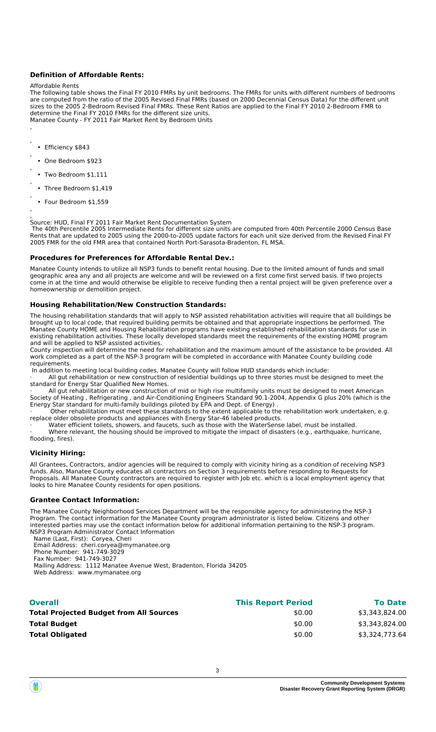### Definition of Affordable Rents:

Affordable Rents

The following table shows the Final FY 2010 FMRs by unit bedrooms. The FMRs for units with different numbers of bedrooms are computed from the ratio of the 2005 Revised Final FMRs (based on 2000 Decennial Census Data) for the different unit sizes to the 2005 2-Bedroom Revised Final FMRs. These Rent Ratios are applied to the Final FY 2010 2-Bedroom FMR to determine the Final FY 2010 FMRs for the different size units.

Manatee County - FY 2011 Fair Market Rent by Bedroom Units

- Efficiency $843
- One Bedroom $923
- Two Bedroom $1,111
- Three Bedroom $1,419
- Four Bedroom $1,559

Source: HUD, Final FY 2011 Fair Market Rent Documentation System

The 40th Percentile 2005 Intermediate Rents for different size units are computed from 40th Percentile 2000 Census Base Rents that are updated to 2005 using the 2000-to-2005 update factors for each unit size derived from the Revised Final FY 2005 FMR for the old FMR area that contained North Port-Sarasota-Bradenton, FL MSA.

### Procedures for Preferences for Affordable Rental Dev.:

Manatee County intends to utilize all NSP3 funds to benefit rental housing. Due to the limited amount of funds and small geographic area any and all projects are welcome and will be reviewed on a first come first served basis. If two projects come in at the time and would otherwise be eligible to receive funding then a rental project will be given preference over a homeownership or demolition project.

### Housing Rehabilitation/New Construction Standards:

The housing rehabilitation standards that will apply to NSP assisted rehabilitation activities will require that all buildings be brought up to local code, that required building permits be obtained and that appropriate inspections be performed. The Manatee County HOME and Housing Rehabilitation programs have existing established rehabilitation standards for use in existing rehabilitation activities. These locally developed standards meet the requirements of the existing HOME program and will be applied to NSP assisted activities.

County inspection will determine the need for rehabilitation and the maximum amount of the assistance to be provided. All work completed as a part of the NSP-3 program will be completed in accordance with Manatee County building code requirements.

In addition to meeting local building codes, Manatee County will follow HUD standards which include:

· All gut rehabilitation or new construction of residential buildings up to three stories must be designed to meet the standard for Energy Star Qualified New Homes.

· All gut rehabilitation or new construction of mid or high rise multifamily units must be designed to meet American Society of Heating , Refrigerating , and Air-Conditioning Engineers Standard 90.1-2004, Appendix G plus 20% (which is the Energy Star standard for multi-family buildings piloted by EPA and Dept. of Energy) .

· Other rehabilitation must meet these standards to the extent applicable to the rehabilitation work undertaken, e.g. replace older obsolete products and appliances with Energy Star-46 labeled products.

· Water efficient toilets, showers, and faucets, such as those with the WaterSense label, must be installed.

· Where relevant, the housing should be improved to mitigate the impact of disasters (e.g., earthquake, hurricane, flooding, fires).

### Vicinity Hiring:

All Grantees, Contractors, and/or agencies will be required to comply with vicinity hiring as a condition of receiving NSP3 funds. Also, Manatee County educates all contractors on Section 3 requirements before responding to Requests for Proposals. All Manatee County contractors are required to register with Job etc. which is a local employment agency that looks to hire Manatee County residents for open positions.

### Grantee Contact Information:

The Manatee County Neighborhood Services Department will be the responsible agency for administering the NSP-3 Program. The contact information for the Manatee County program administrator is listed below. Citizens and other interested parties may use the contact information below for additional information pertaining to the NSP-3 program.

NSP3 Program Administrator Contact Information

Name (Last, First): Coryea, Cheri
Email Address: cheri.coryea@mymanatee.org
Phone Number: 941-749-3029
Fax Number: 941-749-3027
Mailing Address: 1112 Manatee Avenue West, Bradenton, Florida 34205
Web Address: www.mymanatee.org

| Overall | This Report Period | To Date |
|---|---|---|
| Total Projected Budget from All Sources | $0.00 | $3,343,824.00 |
| Total Budget | $0.00 | $3,343,824.00 |
| Total Obligated | $0.00 | $3,324,773.64 |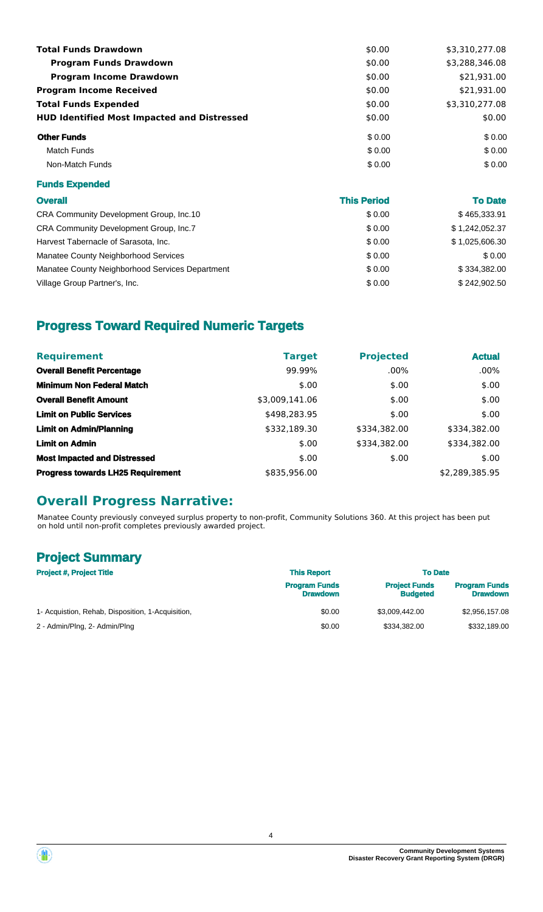| | | |
|---|---|---|
| **Total Funds Drawdown** | $0.00 | $3,310,277.08 |
| **Program Funds Drawdown** | $0.00 | $3,288,346.08 |
| **Program Income Drawdown** | $0.00 | $21,931.00 |
| **Program Income Received** | $0.00 | $21,931.00 |
| **Total Funds Expended** | $0.00 | $3,310,277.08 |
| **HUD Identified Most Impacted and Distressed** | $0.00 | $0.00 |
| **Other Funds** | $ 0.00 | $ 0.00 |
| Match Funds | $ 0.00 | $ 0.00 |
| Non-Match Funds | $ 0.00 | $ 0.00 |

**Funds Expended**

| **Overall** | **This Period** | **To Date** |
|---|---|---|
| CRA Community Development Group, Inc.10 | $ 0.00 | $ 465,333.91 |
| CRA Community Development Group, Inc.7 | $ 0.00 | $ 1,242,052.37 |
| Harvest Tabernacle of Sarasota, Inc. | $ 0.00 | $ 1,025,606.30 |
| Manatee County Neighborhood Services | $ 0.00 | $ 0.00 |
| Manatee County Neighborhood Services Department | $ 0.00 | $ 334,382.00 |
| Village Group Partner's, Inc. | $ 0.00 | $ 242,902.50 |

## Progress Toward Required Numeric Targets

| Requirement | Target | Projected | Actual |
|---|---|---|---|
| **Overall Benefit Percentage** | 99.99% | .00% | .00% |
| **Minimum Non Federal Match** | $.00 | $.00 | $.00 |
| **Overall Benefit Amount** | $3,009,141.06 | $.00 | $.00 |
| **Limit on Public Services** | $498,283.95 | $.00 | $.00 |
| **Limit on Admin/Planning** | $332,189.30 | $334,382.00 | $334,382.00 |
| **Limit on Admin** | $.00 | $334,382.00 | $334,382.00 |
| **Most Impacted and Distressed** | $.00 | $.00 | $.00 |
| **Progress towards LH25 Requirement** | $835,956.00 | | $2,289,385.95 |

## Overall Progress Narrative:

Manatee County previously conveyed surplus property to non-profit, Community Solutions 360. At this project has been put on hold until non-profit completes previously awarded project.

## Project Summary

| Project #, Project Title | This Report | To Date | |
|---|---|---|---|
| | Program Funds Drawdown | Project Funds Budgeted | Program Funds Drawdown |
| 1- Acquistion, Rehab, Disposition, 1-Acquisition, | $0.00 | $3,009,442.00 | $2,956,157.08 |
| 2 - Admin/Plng, 2- Admin/Plng | $0.00 | $334,382.00 | $332,189.00 |